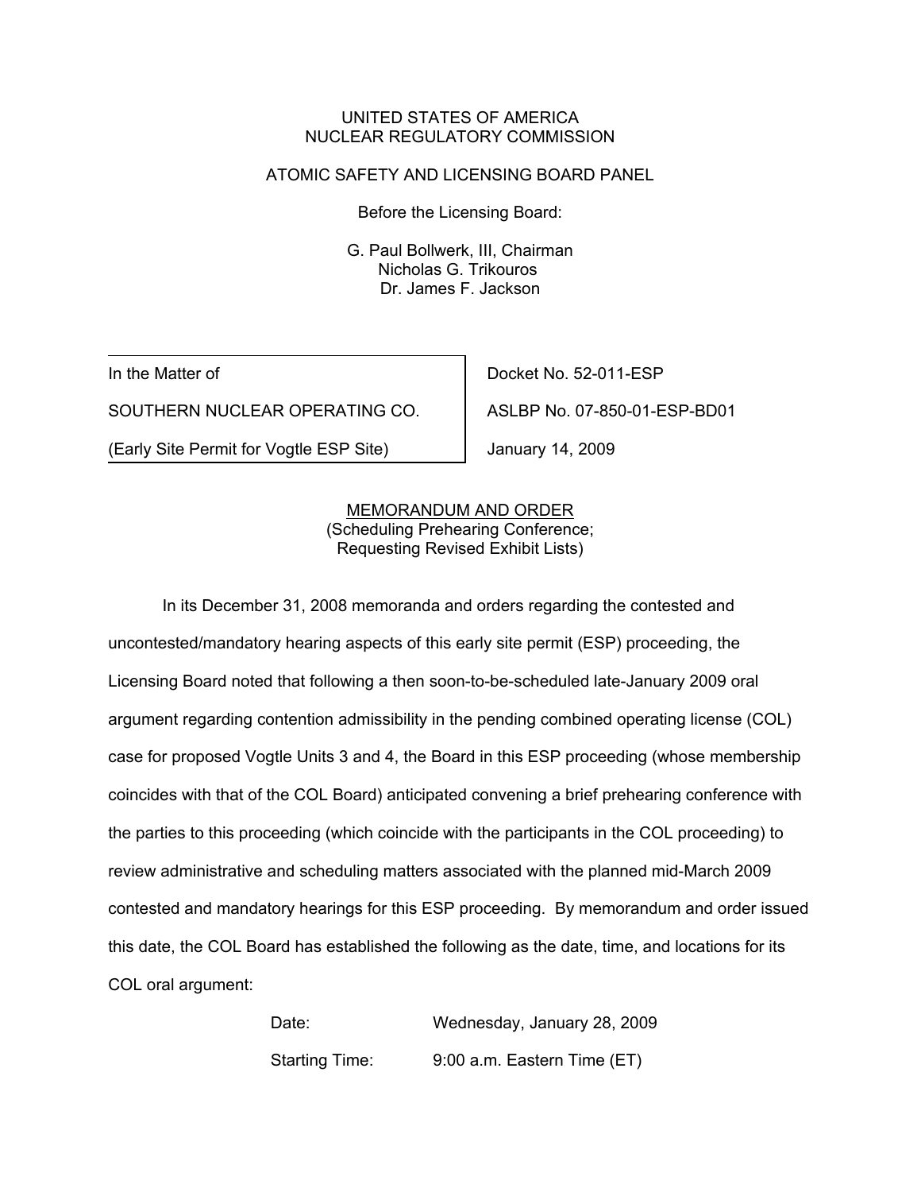UNITED STATES OF AMERICA
NUCLEAR REGULATORY COMMISSION

ATOMIC SAFETY AND LICENSING BOARD PANEL

Before the Licensing Board:

G. Paul Bollwerk, III, Chairman
Nicholas G. Trikouros
Dr. James F. Jackson

| | |
|---|---|
| In the Matter of | Docket No. 52-011-ESP |
| SOUTHERN NUCLEAR OPERATING CO. | ASLBP No. 07-850-01-ESP-BD01 |
| (Early Site Permit for Vogtle ESP Site) | January 14, 2009 |

MEMORANDUM AND ORDER
(Scheduling Prehearing Conference;
Requesting Revised Exhibit Lists)

In its December 31, 2008 memoranda and orders regarding the contested and uncontested/mandatory hearing aspects of this early site permit (ESP) proceeding, the Licensing Board noted that following a then soon-to-be-scheduled late-January 2009 oral argument regarding contention admissibility in the pending combined operating license (COL) case for proposed Vogtle Units 3 and 4, the Board in this ESP proceeding (whose membership coincides with that of the COL Board) anticipated convening a brief prehearing conference with the parties to this proceeding (which coincide with the participants in the COL proceeding) to review administrative and scheduling matters associated with the planned mid-March 2009 contested and mandatory hearings for this ESP proceeding. By memorandum and order issued this date, the COL Board has established the following as the date, time, and locations for its COL oral argument:

Date: Wednesday, January 28, 2009

Starting Time: 9:00 a.m. Eastern Time (ET)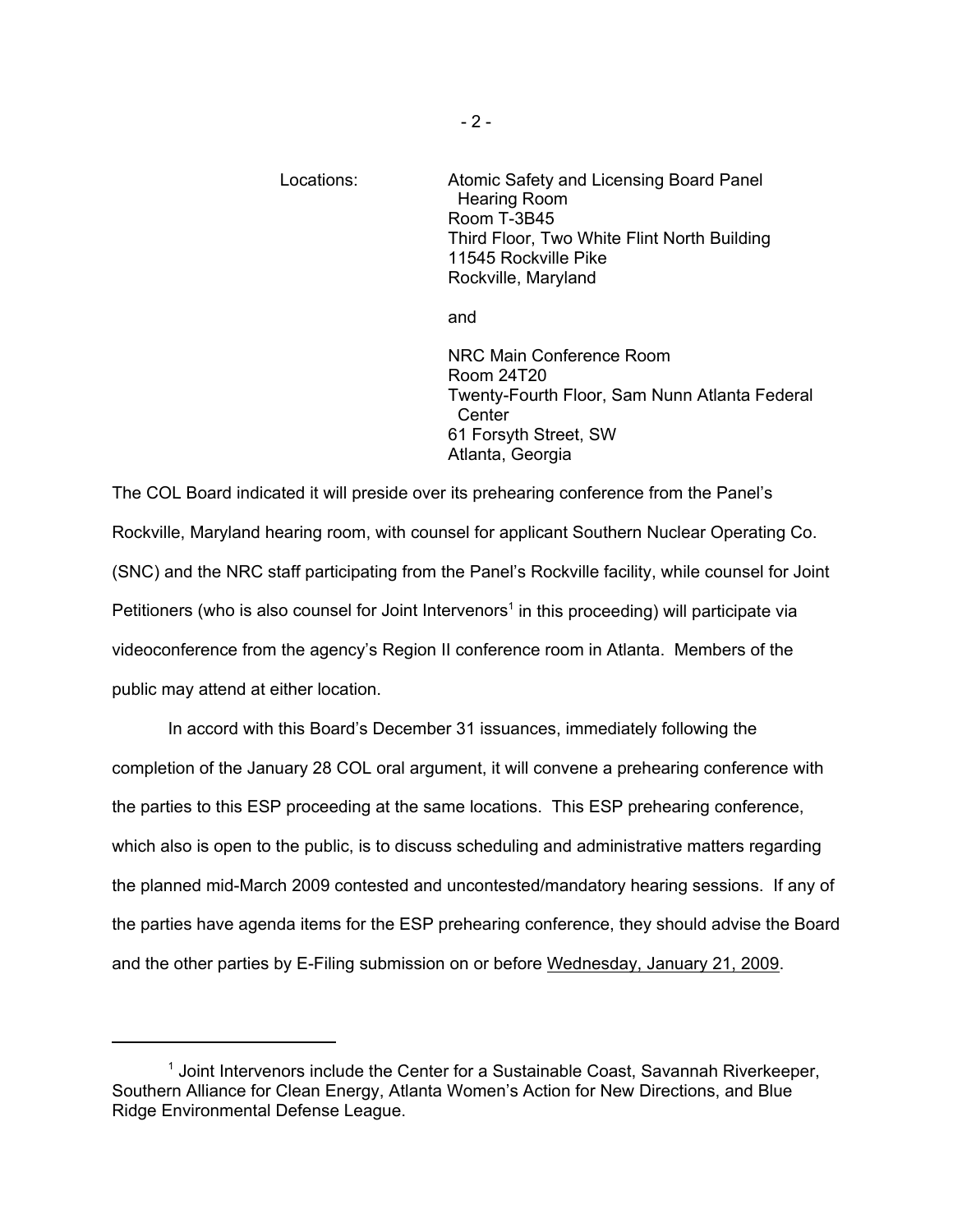Locations: Atomic Safety and Licensing Board Panel Hearing Room
Room T-3B45
Third Floor, Two White Flint North Building
11545 Rockville Pike
Rockville, Maryland

and

NRC Main Conference Room
Room 24T20
Twenty-Fourth Floor, Sam Nunn Atlanta Federal Center
61 Forsyth Street, SW
Atlanta, Georgia

The COL Board indicated it will preside over its prehearing conference from the Panel's Rockville, Maryland hearing room, with counsel for applicant Southern Nuclear Operating Co. (SNC) and the NRC staff participating from the Panel's Rockville facility, while counsel for Joint Petitioners (who is also counsel for Joint Intervenors[1] in this proceeding) will participate via videoconference from the agency's Region II conference room in Atlanta. Members of the public may attend at either location.

In accord with this Board's December 31 issuances, immediately following the completion of the January 28 COL oral argument, it will convene a prehearing conference with the parties to this ESP proceeding at the same locations. This ESP prehearing conference, which also is open to the public, is to discuss scheduling and administrative matters regarding the planned mid-March 2009 contested and uncontested/mandatory hearing sessions. If any of the parties have agenda items for the ESP prehearing conference, they should advise the Board and the other parties by E-Filing submission on or before Wednesday, January 21, 2009.

---

[1] Joint Intervenors include the Center for a Sustainable Coast, Savannah Riverkeeper, Southern Alliance for Clean Energy, Atlanta Women's Action for New Directions, and Blue Ridge Environmental Defense League.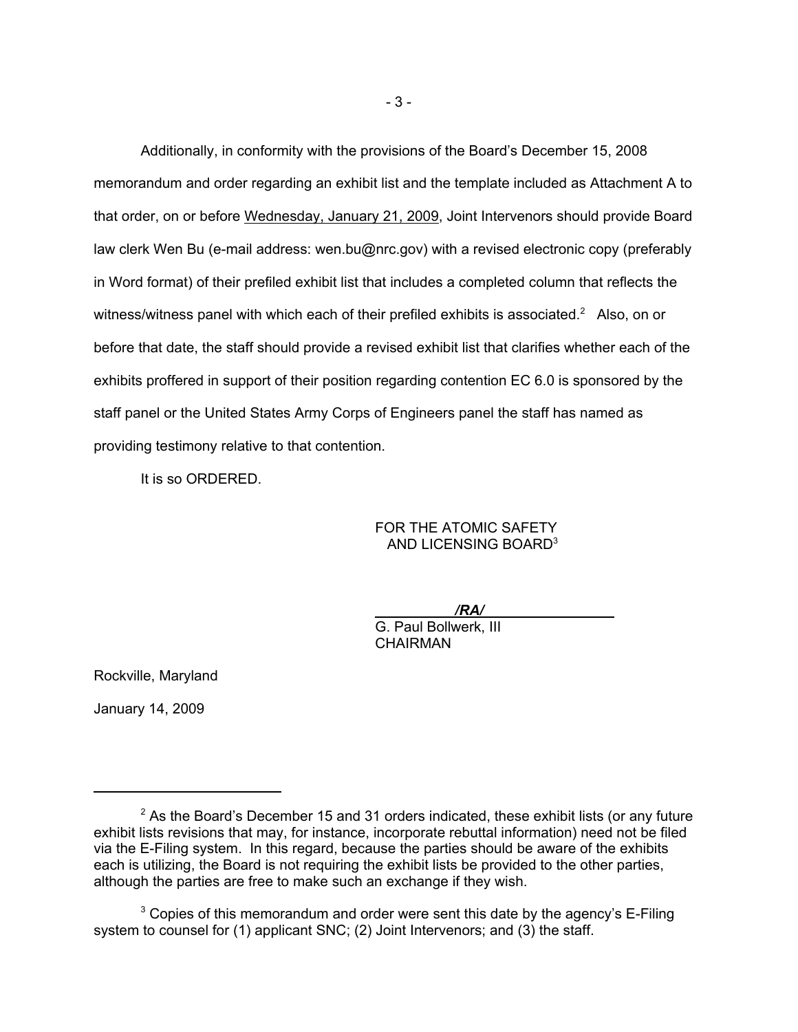Additionally, in conformity with the provisions of the Board's December 15, 2008 memorandum and order regarding an exhibit list and the template included as Attachment A to that order, on or before Wednesday, January 21, 2009, Joint Intervenors should provide Board law clerk Wen Bu (e-mail address: wen.bu@nrc.gov) with a revised electronic copy (preferably in Word format) of their prefiled exhibit list that includes a completed column that reflects the witness/witness panel with which each of their prefiled exhibits is associated.[2] Also, on or before that date, the staff should provide a revised exhibit list that clarifies whether each of the exhibits proffered in support of their position regarding contention EC 6.0 is sponsored by the staff panel or the United States Army Corps of Engineers panel the staff has named as providing testimony relative to that contention.

It is so ORDERED.

FOR THE ATOMIC SAFETY AND LICENSING BOARD[3]

*/RA/*

G. Paul Bollwerk, III
CHAIRMAN

Rockville, Maryland

January 14, 2009

---

[2] As the Board's December 15 and 31 orders indicated, these exhibit lists (or any future exhibit lists revisions that may, for instance, incorporate rebuttal information) need not be filed via the E-Filing system. In this regard, because the parties should be aware of the exhibits each is utilizing, the Board is not requiring the exhibit lists be provided to the other parties, although the parties are free to make such an exchange if they wish.

[3] Copies of this memorandum and order were sent this date by the agency's E-Filing system to counsel for (1) applicant SNC; (2) Joint Intervenors; and (3) the staff.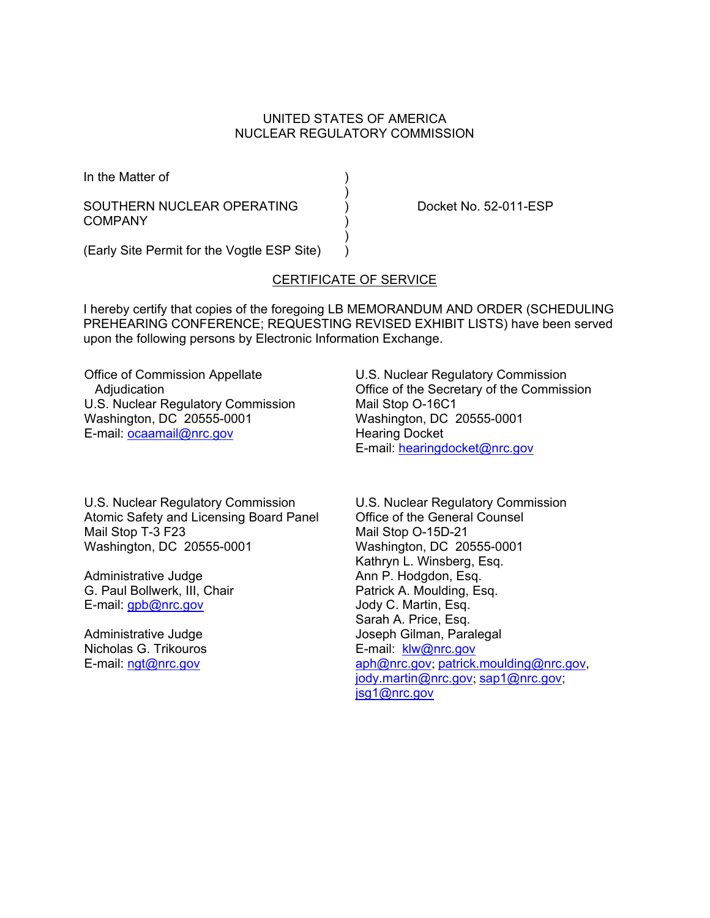UNITED STATES OF AMERICA
NUCLEAR REGULATORY COMMISSION

In the Matter of )
)
SOUTHERN NUCLEAR OPERATING ) Docket No. 52-011-ESP
COMPANY )
)
(Early Site Permit for the Vogtle ESP Site) )

## CERTIFICATE OF SERVICE

I hereby certify that copies of the foregoing LB MEMORANDUM AND ORDER (SCHEDULING PREHEARING CONFERENCE; REQUESTING REVISED EXHIBIT LISTS) have been served upon the following persons by Electronic Information Exchange.

Office of Commission Appellate
Adjudication
U.S. Nuclear Regulatory Commission
Washington, DC 20555-0001
E-mail: ocaamail@nrc.gov

U.S. Nuclear Regulatory Commission
Office of the Secretary of the Commission
Mail Stop O-16C1
Washington, DC 20555-0001
Hearing Docket
E-mail: hearingdocket@nrc.gov

U.S. Nuclear Regulatory Commission
Atomic Safety and Licensing Board Panel
Mail Stop T-3 F23
Washington, DC 20555-0001

Administrative Judge
G. Paul Bollwerk, III, Chair
E-mail: gpb@nrc.gov

Administrative Judge
Nicholas G. Trikouros
E-mail: ngt@nrc.gov

U.S. Nuclear Regulatory Commission
Office of the General Counsel
Mail Stop O-15D-21
Washington, DC 20555-0001
Kathryn L. Winsberg, Esq.
Ann P. Hodgdon, Esq.
Patrick A. Moulding, Esq.
Jody C. Martin, Esq.
Sarah A. Price, Esq.
Joseph Gilman, Paralegal
E-mail: klw@nrc.gov
aph@nrc.gov; patrick.moulding@nrc.gov,
jody.martin@nrc.gov; sap1@nrc.gov;
jsg1@nrc.gov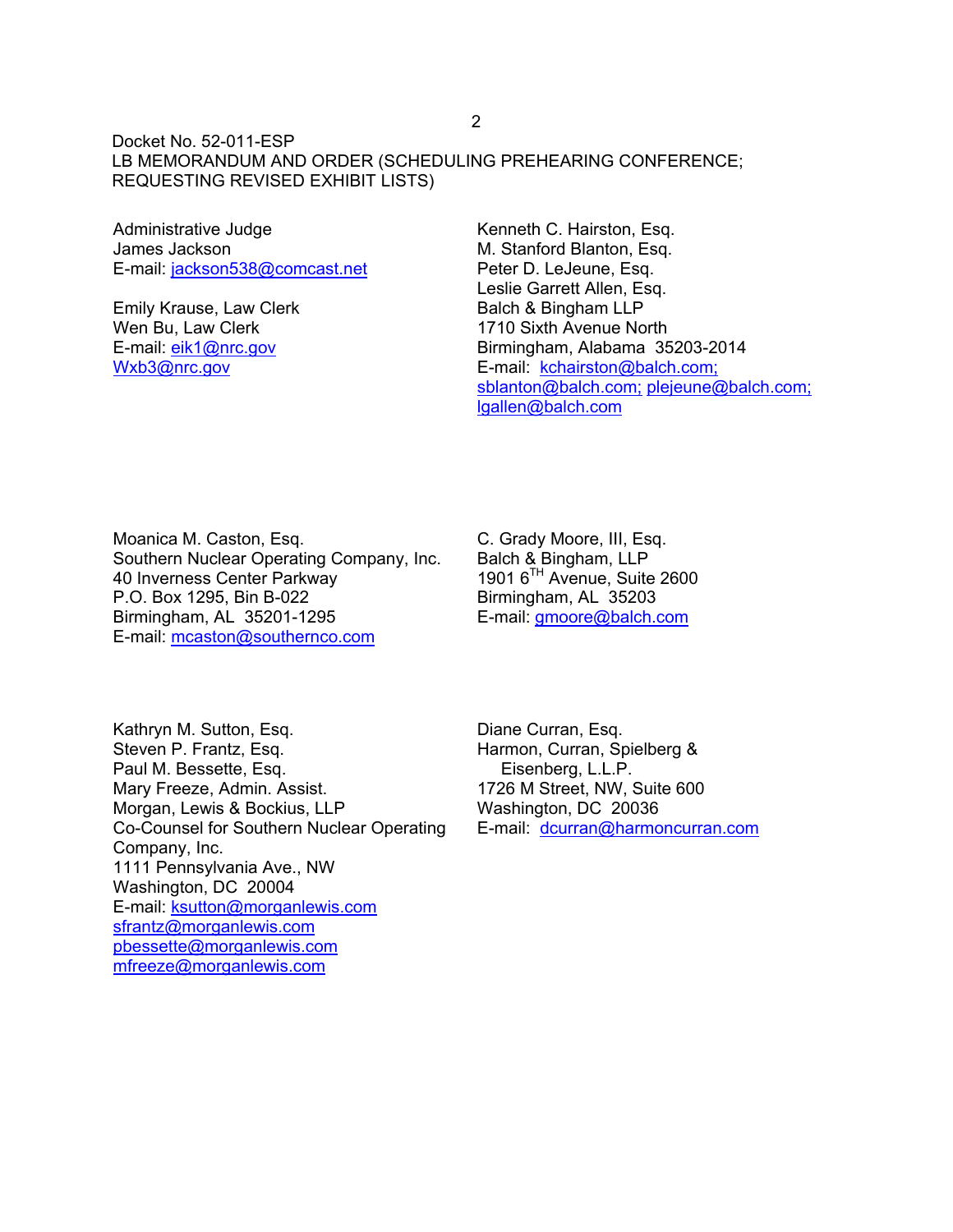Docket No. 52-011-ESP
LB MEMORANDUM AND ORDER (SCHEDULING PREHEARING CONFERENCE; REQUESTING REVISED EXHIBIT LISTS)

Administrative Judge
James Jackson
E-mail: jackson538@comcast.net

Emily Krause, Law Clerk
Wen Bu, Law Clerk
E-mail: eik1@nrc.gov
Wxb3@nrc.gov

Kenneth C. Hairston, Esq.
M. Stanford Blanton, Esq.
Peter D. LeJeune, Esq.
Leslie Garrett Allen, Esq.
Balch & Bingham LLP
1710 Sixth Avenue North
Birmingham, Alabama 35203-2014
E-mail: kchairston@balch.com; sblanton@balch.com; plejeune@balch.com; lgallen@balch.com

Moanica M. Caston, Esq.
Southern Nuclear Operating Company, Inc.
40 Inverness Center Parkway
P.O. Box 1295, Bin B-022
Birmingham, AL 35201-1295
E-mail: mcaston@southernco.com

C. Grady Moore, III, Esq.
Balch & Bingham, LLP
1901 6TH Avenue, Suite 2600
Birmingham, AL 35203
E-mail: gmoore@balch.com

Kathryn M. Sutton, Esq.
Steven P. Frantz, Esq.
Paul M. Bessette, Esq.
Mary Freeze, Admin. Assist.
Morgan, Lewis & Bockius, LLP
Co-Counsel for Southern Nuclear Operating Company, Inc.
1111 Pennsylvania Ave., NW
Washington, DC 20004
E-mail: ksutton@morganlewis.com
sfrantz@morganlewis.com
pbessette@morganlewis.com
mfreeze@morganlewis.com

Diane Curran, Esq.
Harmon, Curran, Spielberg & Eisenberg, L.L.P.
1726 M Street, NW, Suite 600
Washington, DC 20036
E-mail: dcurran@harmoncurran.com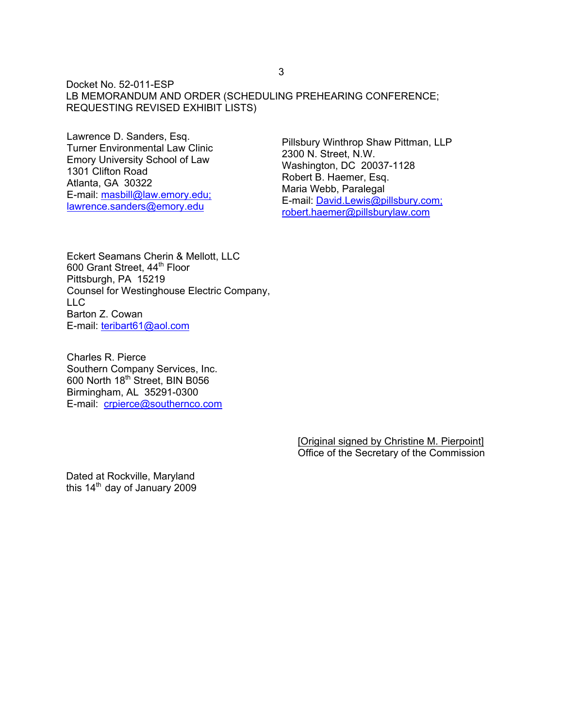Docket No. 52-011-ESP
LB MEMORANDUM AND ORDER (SCHEDULING PREHEARING CONFERENCE; REQUESTING REVISED EXHIBIT LISTS)

Lawrence D. Sanders, Esq.
Turner Environmental Law Clinic
Emory University School of Law
1301 Clifton Road
Atlanta, GA 30322
E-mail: masbill@law.emory.edu; lawrence.sanders@emory.edu

Pillsbury Winthrop Shaw Pittman, LLP
2300 N. Street, N.W.
Washington, DC 20037-1128
Robert B. Haemer, Esq.
Maria Webb, Paralegal
E-mail: David.Lewis@pillsbury.com; robert.haemer@pillsburylaw.com

Eckert Seamans Cherin & Mellott, LLC
600 Grant Street, 44th Floor
Pittsburgh, PA 15219
Counsel for Westinghouse Electric Company, LLC
Barton Z. Cowan
E-mail: teribart61@aol.com

Charles R. Pierce
Southern Company Services, Inc.
600 North 18th Street, BIN B056
Birmingham, AL 35291-0300
E-mail: crpierce@southernco.com

[Original signed by Christine M. Pierpoint]
Office of the Secretary of the Commission

Dated at Rockville, Maryland
this 14th day of January 2009